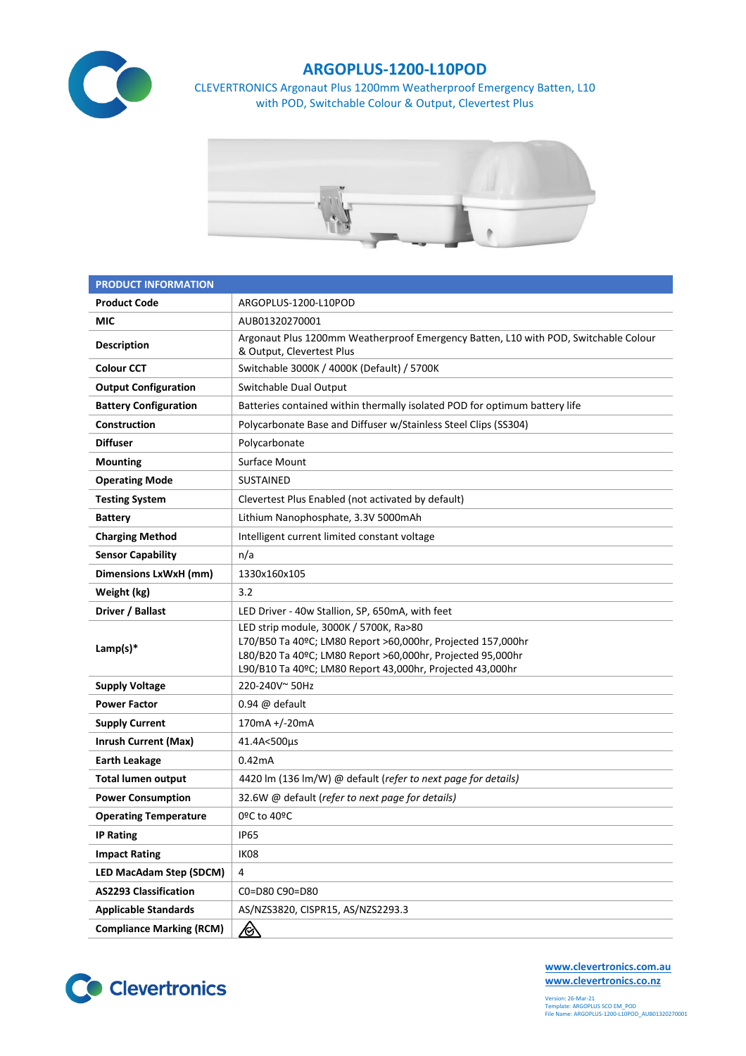# ARGOPLUS-1200-L10POD

CLEVERTRONICS Argonaut Plus 1200mm Weatherproof Emergency Batten, L10 with POD, Switchable Colour & Output, Clevertest Plus

| PRODUCT INFORMATION | |
|---|---|
| **Product Code** | ARGOPLUS-1200-L10POD |
| **MIC** | AUB01320270001 |
| **Description** | Argonaut Plus 1200mm Weatherproof Emergency Batten, L10 with POD, Switchable Colour & Output, Clevertest Plus |
| **Colour CCT** | Switchable 3000K / 4000K (Default) / 5700K |
| **Output Configuration** | Switchable Dual Output |
| **Battery Configuration** | Batteries contained within thermally isolated POD for optimum battery life |
| **Construction** | Polycarbonate Base and Diffuser w/Stainless Steel Clips (SS304) |
| **Diffuser** | Polycarbonate |
| **Mounting** | Surface Mount |
| **Operating Mode** | SUSTAINED |
| **Testing System** | Clevertest Plus Enabled (not activated by default) |
| **Battery** | Lithium Nanophosphate, 3.3V 5000mAh |
| **Charging Method** | Intelligent current limited constant voltage |
| **Sensor Capability** | n/a |
| **Dimensions LxWxH (mm)** | 1330x160x105 |
| **Weight (kg)** | 3.2 |
| **Driver / Ballast** | LED Driver - 40w Stallion, SP, 650mA, with feet |
| **Lamp(s)*** | LED strip module, 3000K / 5700K, Ra>80<br>L70/B50 Ta 40ºC; LM80 Report >60,000hr, Projected 157,000hr<br>L80/B20 Ta 40ºC; LM80 Report >60,000hr, Projected 95,000hr<br>L90/B10 Ta 40ºC; LM80 Report 43,000hr, Projected 43,000hr |
| **Supply Voltage** | 220-240V~ 50Hz |
| **Power Factor** | 0.94 @ default |
| **Supply Current** | 170mA +/-20mA |
| **Inrush Current (Max)** | 41.4A<500µs |
| **Earth Leakage** | 0.42mA |
| **Total lumen output** | 4420 lm (136 lm/W) @ default (*refer to next page for details)* |
| **Power Consumption** | 32.6W @ default (*refer to next page for details)* |
| **Operating Temperature** | 0ºC to 40ºC |
| **IP Rating** | IP65 |
| **Impact Rating** | IK08 |
| **LED MacAdam Step (SDCM)** | 4 |
| **AS2293 Classification** | C0=D80 C90=D80 |
| **Applicable Standards** | AS/NZS3820, CISPR15, AS/NZS2293.3 |
| **Compliance Marking (RCM)** | |

Clevertronics

www.clevertronics.com.au
www.clevertronics.co.nz

Version: 26-Mar-21
Template: ARGOPLUS SCO EM_POD
File Name: ARGOPLUS-1200-L10POD_AUB01320270001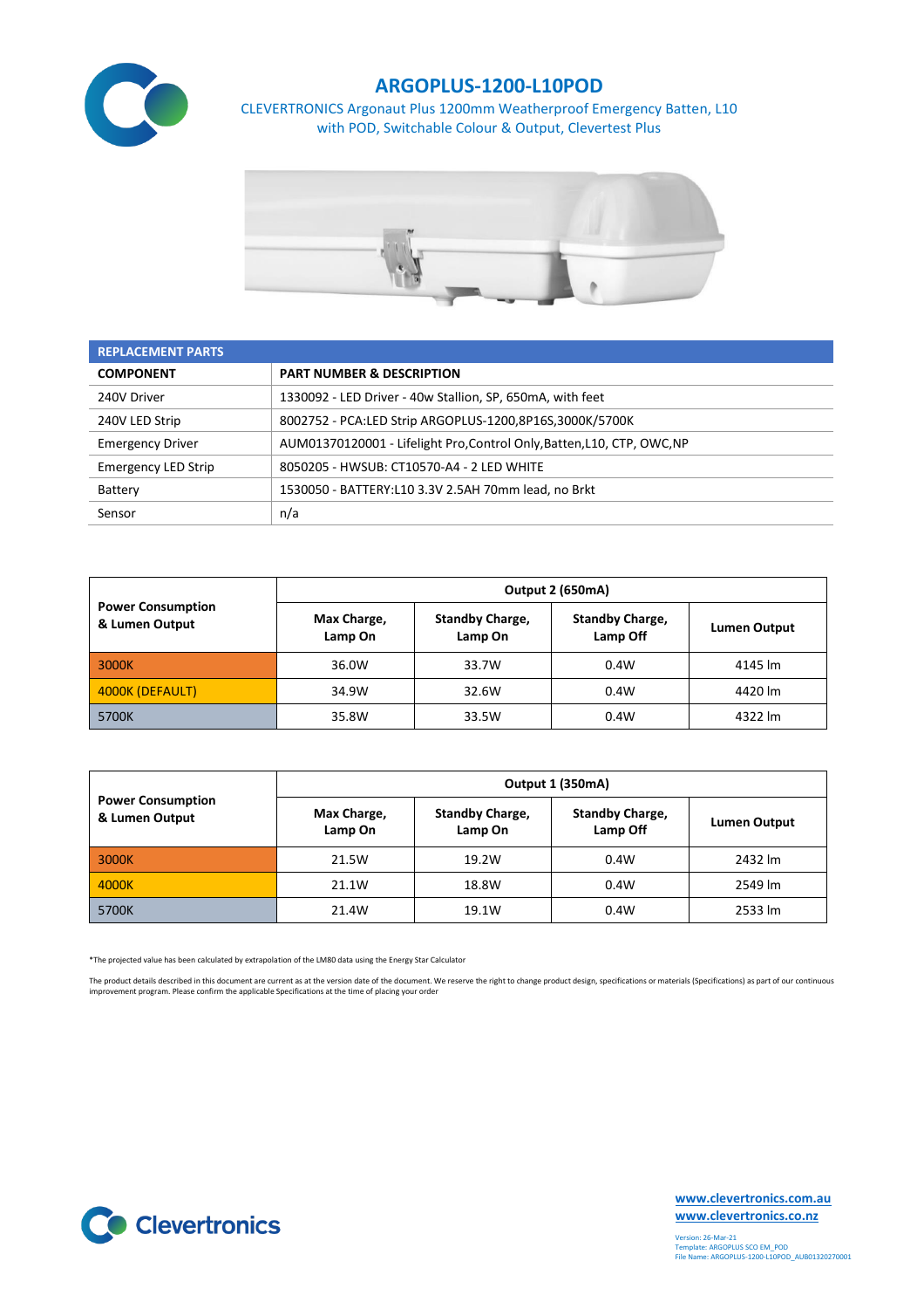# ARGOPLUS-1200-L10POD

CLEVERTRONICS Argonaut Plus 1200mm Weatherproof Emergency Batten, L10 with POD, Switchable Colour & Output, Clevertest Plus

| REPLACEMENT PARTS | |
|---|---|
| **COMPONENT** | **PART NUMBER & DESCRIPTION** |
| 240V Driver | 1330092 - LED Driver - 40w Stallion, SP, 650mA, with feet |
| 240V LED Strip | 8002752 - PCA:LED Strip ARGOPLUS-1200,8P16S,3000K/5700K |
| Emergency Driver | AUM01370120001 - Lifelight Pro,Control Only,Batten,L10, CTP, OWC,NP |
| Emergency LED Strip | 8050205 - HWSUB: CT10570-A4 - 2 LED WHITE |
| Battery | 1530050 - BATTERY:L10 3.3V 2.5AH 70mm lead, no Brkt |
| Sensor | n/a |

| Power Consumption & Lumen Output | Output 2 (650mA) | | | |
|---|---|---|---|---|
| | Max Charge, Lamp On | Standby Charge, Lamp On | Standby Charge, Lamp Off | Lumen Output |
| 3000K | 36.0W | 33.7W | 0.4W | 4145 lm |
| 4000K (DEFAULT) | 34.9W | 32.6W | 0.4W | 4420 lm |
| 5700K | 35.8W | 33.5W | 0.4W | 4322 lm |

| Power Consumption & Lumen Output | Output 1 (350mA) | | | |
|---|---|---|---|---|
| | Max Charge, Lamp On | Standby Charge, Lamp On | Standby Charge, Lamp Off | Lumen Output |
| 3000K | 21.5W | 19.2W | 0.4W | 2432 lm |
| 4000K | 21.1W | 18.8W | 0.4W | 2549 lm |
| 5700K | 21.4W | 19.1W | 0.4W | 2533 lm |

*The projected value has been calculated by extrapolation of the LM80 data using the Energy Star Calculator

The product details described in this document are current as at the version date of the document. We reserve the right to change product design, specifications or materials (Specifications) as part of our continuous improvement program. Please confirm the applicable Specifications at the time of placing your order

Clevertronics

www.clevertronics.com.au
www.clevertronics.co.nz

Version: 26-Mar-21
Template: ARGOPLUS SCO EM_POD
File Name: ARGOPLUS-1200-L10POD_AUB01320270001